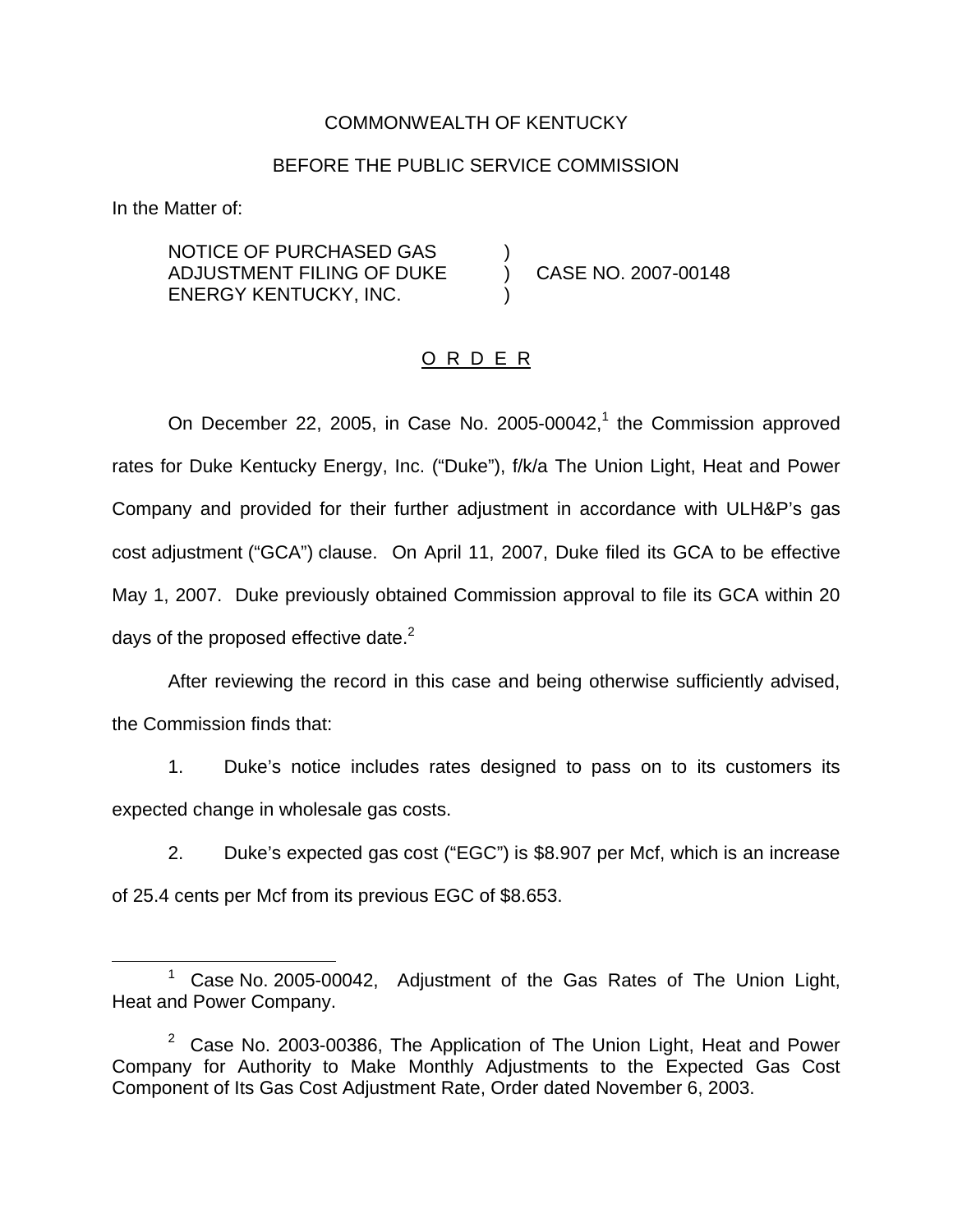COMMONWEALTH OF KENTUCKY

BEFORE THE PUBLIC SERVICE COMMISSION

In the Matter of:

NOTICE OF PURCHASED GAS ADJUSTMENT FILING OF DUKE ENERGY KENTUCKY, INC. ) CASE NO. 2007-00148

O R D E R

On December 22, 2005, in Case No. 2005-00042,[1] the Commission approved rates for Duke Kentucky Energy, Inc. ("Duke"), f/k/a The Union Light, Heat and Power Company and provided for their further adjustment in accordance with ULH&P's gas cost adjustment ("GCA") clause. On April 11, 2007, Duke filed its GCA to be effective May 1, 2007. Duke previously obtained Commission approval to file its GCA within 20 days of the proposed effective date.[2]

After reviewing the record in this case and being otherwise sufficiently advised, the Commission finds that:

1. Duke's notice includes rates designed to pass on to its customers its expected change in wholesale gas costs.

2. Duke's expected gas cost ("EGC") is $8.907 per Mcf, which is an increase of 25.4 cents per Mcf from its previous EGC of $8.653.

---

[1] Case No. 2005-00042, Adjustment of the Gas Rates of The Union Light, Heat and Power Company.

[2] Case No. 2003-00386, The Application of The Union Light, Heat and Power Company for Authority to Make Monthly Adjustments to the Expected Gas Cost Component of Its Gas Cost Adjustment Rate, Order dated November 6, 2003.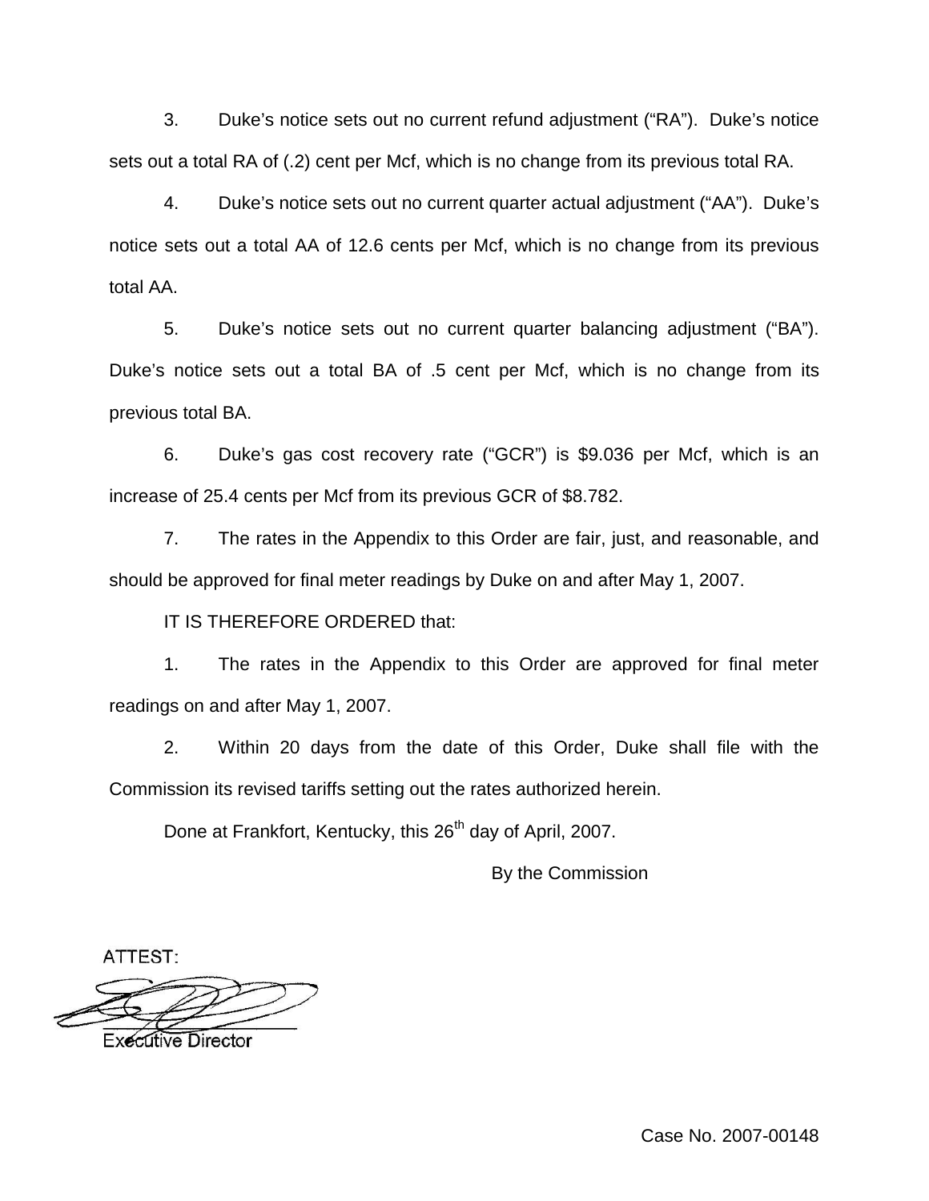3. Duke's notice sets out no current refund adjustment ("RA"). Duke's notice sets out a total RA of (.2) cent per Mcf, which is no change from its previous total RA.

4. Duke's notice sets out no current quarter actual adjustment ("AA"). Duke's notice sets out a total AA of 12.6 cents per Mcf, which is no change from its previous total AA.

5. Duke's notice sets out no current quarter balancing adjustment ("BA"). Duke's notice sets out a total BA of .5 cent per Mcf, which is no change from its previous total BA.

6. Duke's gas cost recovery rate ("GCR") is $9.036 per Mcf, which is an increase of 25.4 cents per Mcf from its previous GCR of $8.782.

7. The rates in the Appendix to this Order are fair, just, and reasonable, and should be approved for final meter readings by Duke on and after May 1, 2007.

IT IS THEREFORE ORDERED that:

1. The rates in the Appendix to this Order are approved for final meter readings on and after May 1, 2007.

2. Within 20 days from the date of this Order, Duke shall file with the Commission its revised tariffs setting out the rates authorized herein.

Done at Frankfort, Kentucky, this 26th day of April, 2007.

By the Commission

ATTEST:

Executive Director

Case No. 2007-00148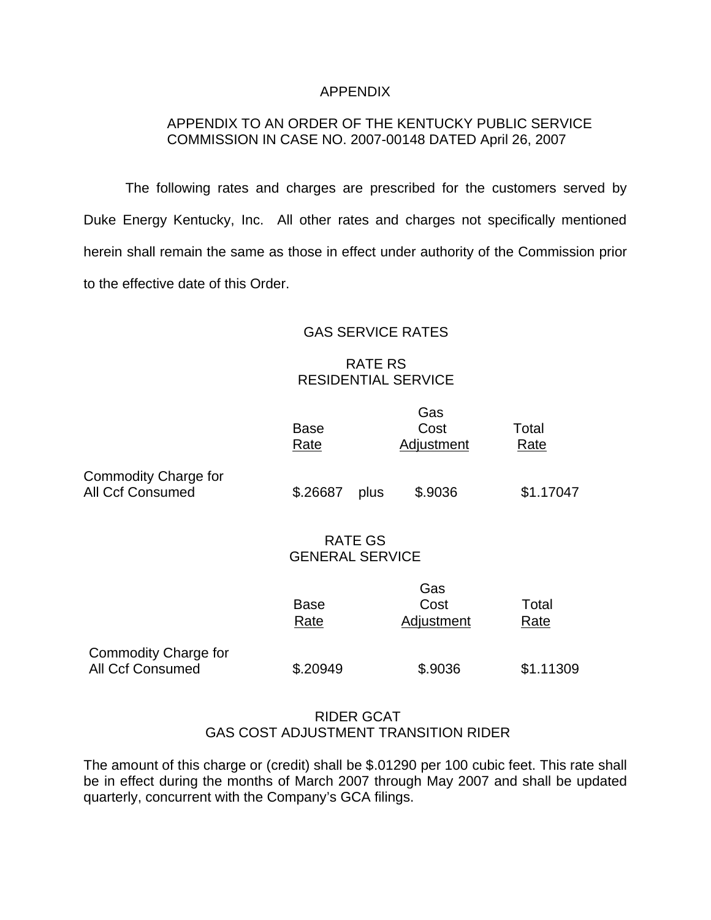APPENDIX

APPENDIX TO AN ORDER OF THE KENTUCKY PUBLIC SERVICE COMMISSION IN CASE NO. 2007-00148 DATED April 26, 2007

The following rates and charges are prescribed for the customers served by Duke Energy Kentucky, Inc. All other rates and charges not specifically mentioned herein shall remain the same as those in effect under authority of the Commission prior to the effective date of this Order.

GAS SERVICE RATES

RATE RS
RESIDENTIAL SERVICE

| | Base Rate | | Gas Cost Adjustment | Total Rate |
|---|---|---|---|---|
| Commodity Charge for All Ccf Consumed | $.26687 | plus | $.9036 | $1.17047 |

RATE GS
GENERAL SERVICE

| | Base Rate | Gas Cost Adjustment | Total Rate |
|---|---|---|---|
| Commodity Charge for All Ccf Consumed | $.20949 | $.9036 | $1.11309 |

RIDER GCAT
GAS COST ADJUSTMENT TRANSITION RIDER

The amount of this charge or (credit) shall be $.01290 per 100 cubic feet. This rate shall be in effect during the months of March 2007 through May 2007 and shall be updated quarterly, concurrent with the Company's GCA filings.